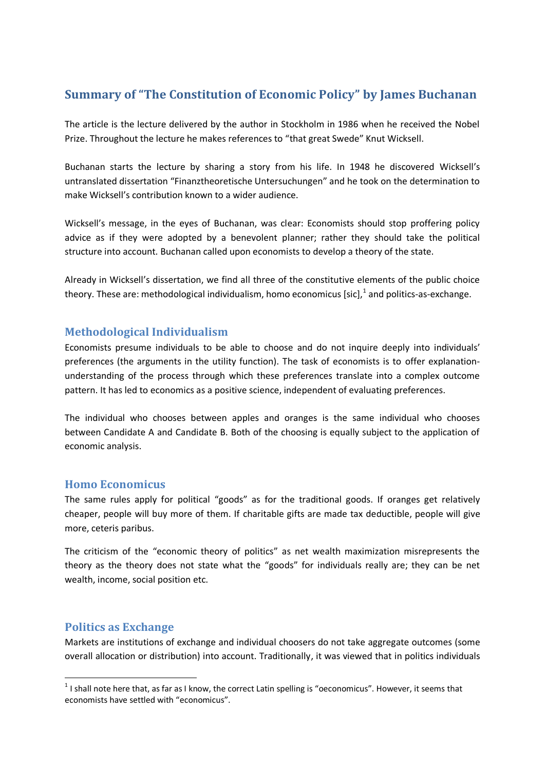# Summary of "The Constitution of Economic Policy" by James Buchanan

The article is the lecture delivered by the author in Stockholm in 1986 when he received the Nobel Prize. Throughout the lecture he makes references to "that great Swede" Knut Wicksell.

Buchanan starts the lecture by sharing a story from his life. In 1948 he discovered Wicksell's untranslated dissertation "Finanztheoretische Untersuchungen" and he took on the determination to make Wicksell's contribution known to a wider audience.

Wicksell's message, in the eyes of Buchanan, was clear: Economists should stop proffering policy advice as if they were adopted by a benevolent planner; rather they should take the political structure into account. Buchanan called upon economists to develop a theory of the state.

Already in Wicksell's dissertation, we find all three of the constitutive elements of the public choice theory. These are: methodological individualism, homo economicus [sic],[1] and politics-as-exchange.

## Methodological Individualism

Economists presume individuals to be able to choose and do not inquire deeply into individuals' preferences (the arguments in the utility function). The task of economists is to offer explanation-understanding of the process through which these preferences translate into a complex outcome pattern. It has led to economics as a positive science, independent of evaluating preferences.

The individual who chooses between apples and oranges is the same individual who chooses between Candidate A and Candidate B. Both of the choosing is equally subject to the application of economic analysis.

## Homo Economicus

The same rules apply for political "goods" as for the traditional goods. If oranges get relatively cheaper, people will buy more of them. If charitable gifts are made tax deductible, people will give more, ceteris paribus.

The criticism of the "economic theory of politics" as net wealth maximization misrepresents the theory as the theory does not state what the "goods" for individuals really are; they can be net wealth, income, social position etc.

## Politics as Exchange

Markets are institutions of exchange and individual choosers do not take aggregate outcomes (some overall allocation or distribution) into account. Traditionally, it was viewed that in politics individuals

[1] I shall note here that, as far as I know, the correct Latin spelling is "oeconomicus". However, it seems that economists have settled with "economicus".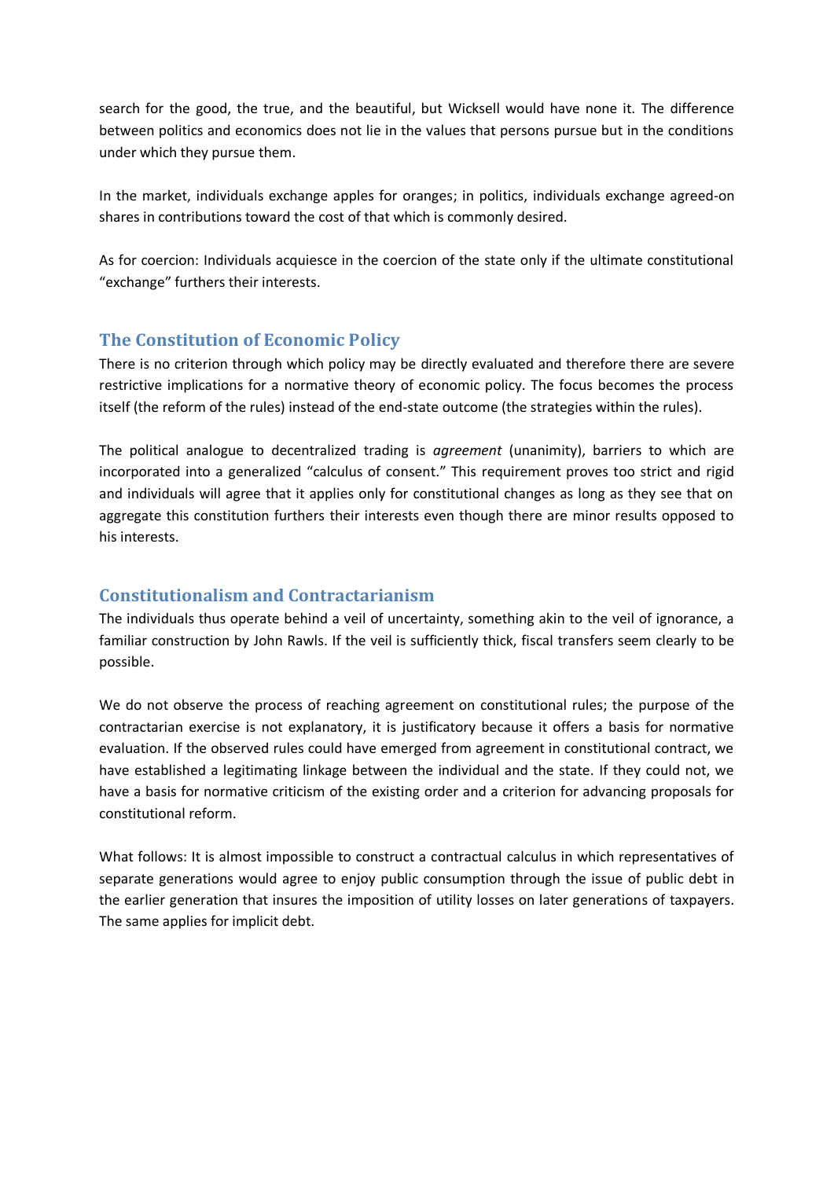search for the good, the true, and the beautiful, but Wicksell would have none it. The difference between politics and economics does not lie in the values that persons pursue but in the conditions under which they pursue them.

In the market, individuals exchange apples for oranges; in politics, individuals exchange agreed-on shares in contributions toward the cost of that which is commonly desired.

As for coercion: Individuals acquiesce in the coercion of the state only if the ultimate constitutional "exchange" furthers their interests.

## The Constitution of Economic Policy

There is no criterion through which policy may be directly evaluated and therefore there are severe restrictive implications for a normative theory of economic policy. The focus becomes the process itself (the reform of the rules) instead of the end-state outcome (the strategies within the rules).

The political analogue to decentralized trading is *agreement* (unanimity), barriers to which are incorporated into a generalized "calculus of consent." This requirement proves too strict and rigid and individuals will agree that it applies only for constitutional changes as long as they see that on aggregate this constitution furthers their interests even though there are minor results opposed to his interests.

## Constitutionalism and Contractarianism

The individuals thus operate behind a veil of uncertainty, something akin to the veil of ignorance, a familiar construction by John Rawls. If the veil is sufficiently thick, fiscal transfers seem clearly to be possible.

We do not observe the process of reaching agreement on constitutional rules; the purpose of the contractarian exercise is not explanatory, it is justificatory because it offers a basis for normative evaluation. If the observed rules could have emerged from agreement in constitutional contract, we have established a legitimating linkage between the individual and the state. If they could not, we have a basis for normative criticism of the existing order and a criterion for advancing proposals for constitutional reform.

What follows: It is almost impossible to construct a contractual calculus in which representatives of separate generations would agree to enjoy public consumption through the issue of public debt in the earlier generation that insures the imposition of utility losses on later generations of taxpayers. The same applies for implicit debt.